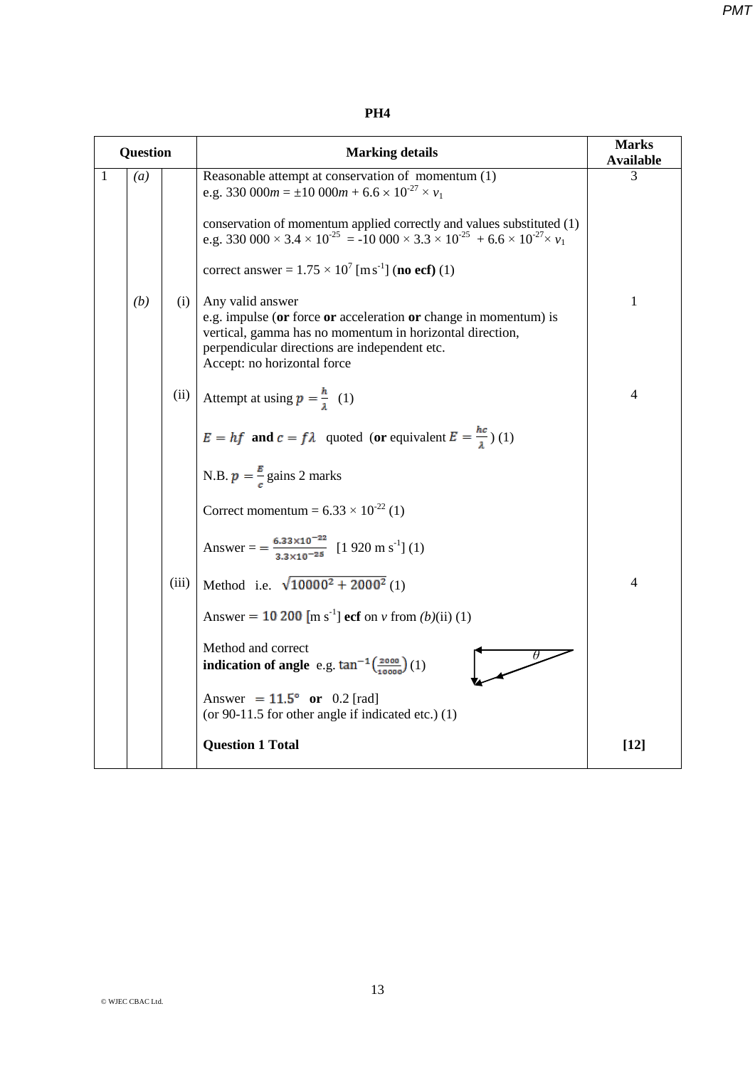## PH4

| Question | | | Marking details | Marks Available |
|---|---|---|---|---|
| 1 | *(a)* | | Reasonable attempt at conservation of momentum (1)<br>e.g. 330 000$m$ = ±10 000$m$ + 6.6 × $10^{-27}$ × $v_1$<br><br>conservation of momentum applied correctly and values substituted (1)<br>e.g. 330 000 × 3.4 × $10^{-25}$ = -10 000 × 3.3 × $10^{-25}$ + 6.6 × $10^{-27}$× $v_1$<br><br>correct answer = 1.75 × $10^7$ [m s$^{-1}$] (**no ecf**) (1) | 3 |
| | *(b)* | (i) | Any valid answer<br>e.g. impulse (**or** force **or** acceleration **or** change in momentum) is vertical, gamma has no momentum in horizontal direction, perpendicular directions are independent etc.<br>Accept: no horizontal force | 1 |
| | | (ii) | Attempt at using $p = \frac{h}{\lambda}$ (1)<br><br>$E = hf$ **and** $c = f\lambda$ quoted (**or** equivalent $E = \frac{hc}{\lambda}$) (1)<br><br>N.B. $p = \frac{E}{c}$ gains 2 marks<br><br>Correct momentum = 6.33 × $10^{-22}$ (1)<br><br>Answer = = $\frac{6.33\times10^{-22}}{3.3\times10^{-25}}$ [1 920 m s$^{-1}$] (1) | 4 |
| | | (iii) | Method i.e. $\sqrt{10000^2 + 2000^2}$ (1)<br><br>Answer = 10 200 [m s$^{-1}$] **ecf** on $v$ from *(b)*(ii) (1)<br><br>Method and correct **indication of angle** e.g. $\tan^{-1}\left(\frac{2000}{10000}\right)$ (1)<br><br>Answer = 11.5° **or** 0.2 [rad]<br>(or 90-11.5 for other angle if indicated etc.) (1) | 4 |
| | | | **Question 1 Total** | **[12]** |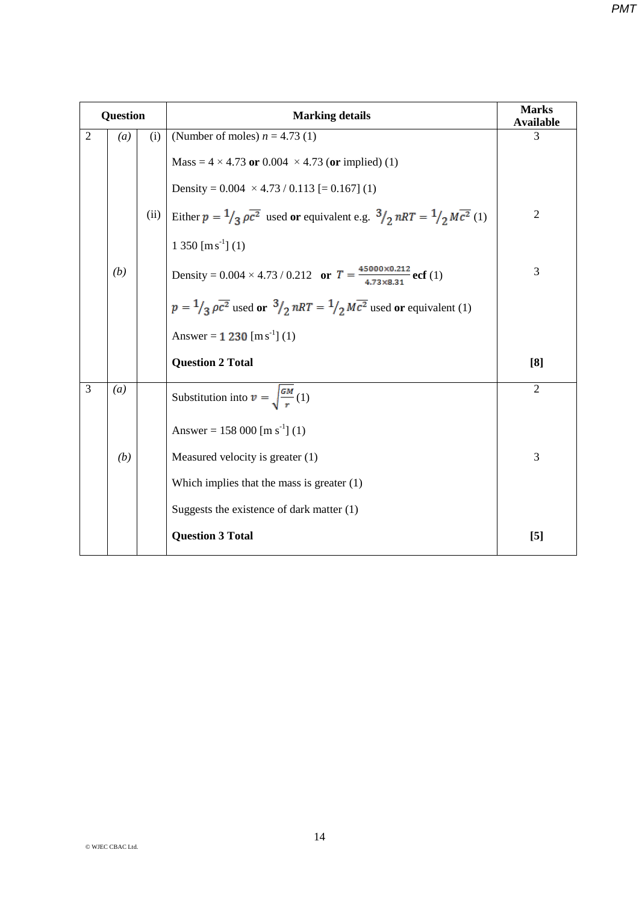| Question | | | Marking details | Marks Available |
|---|---|---|---|---|
| 2 | *(a)* | (i) | (Number of moles) $n = 4.73$ (1) | 3 |
| | | | Mass = $4 \times 4.73$ **or** $0.004 \times 4.73$ (**or** implied) (1) | |
| | | | Density = $0.004 \times 4.73 / 0.113$ [= 0.167] (1) | |
| | | (ii) | Either $p = {}^1/_3\, \rho\overline{c^2}$ used **or** equivalent e.g. ${}^3/_2\, nRT = {}^1/_2\, M\overline{c^2}$ (1) | 2 |
| | | | 1 350 [m s$^{-1}$] (1) | |
| | *(b)* | | Density = $0.004 \times 4.73 / 0.212$ **or** $T = \frac{45000 \times 0.212}{4.73 \times 8.31}$ **ecf** (1) | 3 |
| | | | $p = {}^1/_3\, \rho\overline{c^2}$ used **or** ${}^3/_2\, nRT = {}^1/_2\, M\overline{c^2}$ used **or** equivalent (1) | |
| | | | Answer = 1 230 [m s$^{-1}$] (1) | |
| | | | **Question 2 Total** | **[8]** |
| 3 | *(a)* | | Substitution into $v = \sqrt{\frac{GM}{r}}$ (1) | 2 |
| | | | Answer = 158 000 [m s$^{-1}$] (1) | |
| | *(b)* | | Measured velocity is greater (1) | 3 |
| | | | Which implies that the mass is greater (1) | |
| | | | Suggests the existence of dark matter (1) | |
| | | | **Question 3 Total** | **[5]** |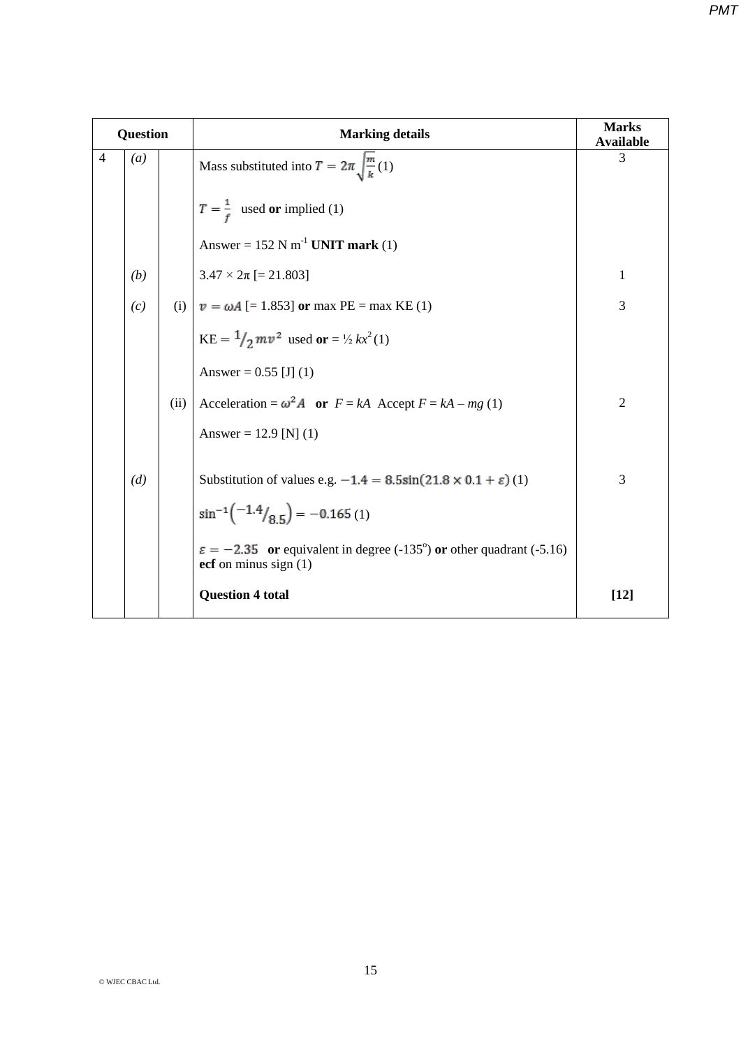| Question | | | Marking details | Marks Available |
|---|---|---|---|---|
| 4 | *(a)* | | Mass substituted into $T = 2\pi\sqrt{\frac{m}{k}}$ (1)<br><br>$T = \frac{1}{f}$ used **or** implied (1)<br><br>Answer = 152 N m$^{-1}$ **UNIT mark** (1) | 3 |
| | *(b)* | | 3.47 × 2π [= 21.803] | 1 |
| | *(c)* | (i) | $v = \omega A$ [= 1.853] **or** max PE = max KE (1)<br><br>KE = $^1/_2 mv^2$ used **or** = ½ $kx^2$ (1)<br><br>Answer = 0.55 [J] (1) | 3 |
| | | (ii) | Acceleration = $\omega^2 A$ **or** $F = kA$ Accept $F = kA - mg$ (1)<br><br>Answer = 12.9 [N] (1) | 2 |
| | *(d)* | | Substitution of values e.g. $-1.4 = 8.5\sin(21.8 \times 0.1 + \varepsilon)$ (1)<br><br>$\sin^{-1}\left(^{-1.4}/_{8.5}\right) = -0.165$ (1)<br><br>$\varepsilon = -2.35$ **or** equivalent in degree (-135°) **or** other quadrant (-5.16) **ecf** on minus sign (1) | 3 |
| | | | **Question 4 total** | **[12]** |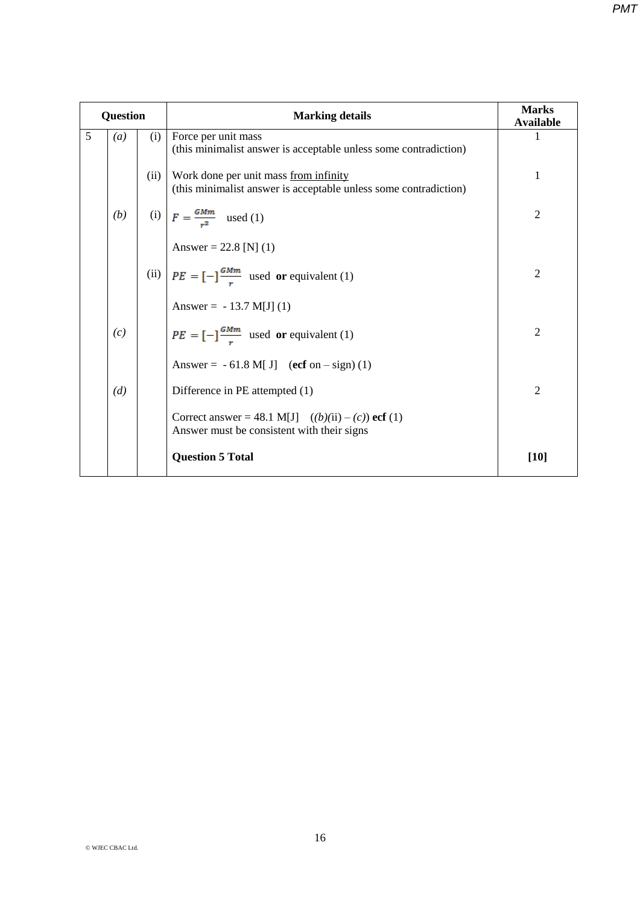| Question | | | Marking details | Marks Available |
|---|---|---|---|---|
| 5 | *(a)* | (i) | Force per unit mass<br>(this minimalist answer is acceptable unless some contradiction) | 1 |
| | | (ii) | Work done per unit mass <u>from infinity</u><br>(this minimalist answer is acceptable unless some contradiction) | 1 |
| | *(b)* | (i) | $F = \frac{GMm}{r^2}$ used (1)<br><br>Answer = 22.8 [N] (1) | 2 |
| | | (ii) | $PE = [-]\frac{GMm}{r}$ used **or** equivalent (1)<br><br>Answer = - 13.7 M[J] (1) | 2 |
| | *(c)* | | $PE = [-]\frac{GMm}{r}$ used **or** equivalent (1)<br><br>Answer = - 61.8 M[ J] (**ecf** on – sign) (1) | 2 |
| | *(d)* | | Difference in PE attempted (1)<br><br>Correct answer = 48.1 M[J] (*(b)*(ii) – *(c)*) **ecf** (1)<br>Answer must be consistent with their signs | 2 |
| | | | **Question 5 Total** | **[10]** |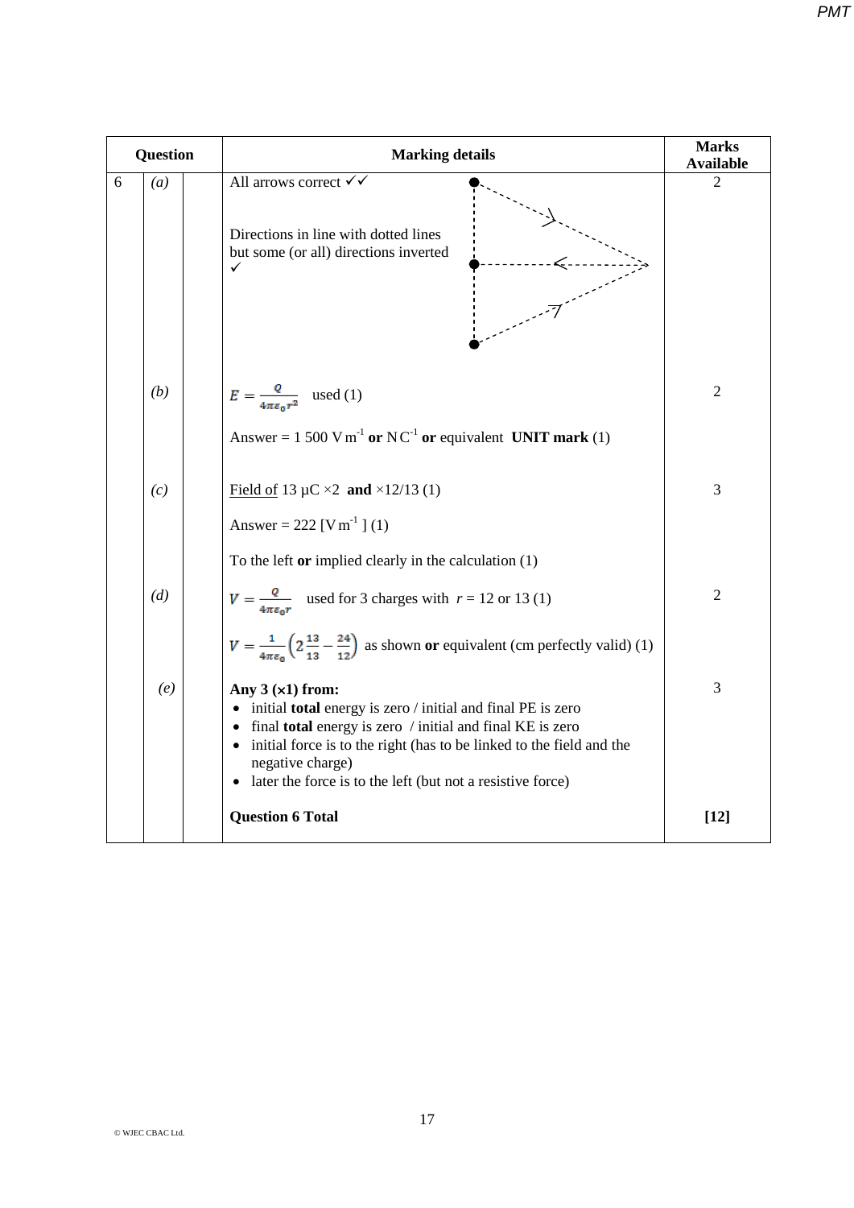| Question | | | Marking details | Marks Available |
|---|---|---|---|---|
| 6 | *(a)* | | All arrows correct ✓✓<br><br>Directions in line with dotted lines but some (or all) directions inverted ✓ | 2 |
| | *(b)* | | $E = \frac{Q}{4\pi\varepsilon_0 r^2}$ used (1)<br><br>Answer = 1 500 V m$^{-1}$ **or** N C$^{-1}$ **or** equivalent **UNIT mark** (1) | 2 |
| | *(c)* | | <u>Field of</u> 13 μC ×2 **and** ×12/13 (1)<br><br>Answer = 222 [V m$^{-1}$ ] (1)<br><br>To the left **or** implied clearly in the calculation (1) | 3 |
| | *(d)* | | $V = \frac{Q}{4\pi\varepsilon_0 r}$ used for 3 charges with $r$ = 12 or 13 (1)<br><br>$V = \frac{1}{4\pi\varepsilon_0}\left(2\frac{13}{13} - \frac{24}{12}\right)$ as shown **or** equivalent (cm perfectly valid) (1) | 2 |
| | *(e)* | | **Any 3 (×1) from:**<br>• initial **total** energy is zero / initial and final PE is zero<br>• final **total** energy is zero / initial and final KE is zero<br>• initial force is to the right (has to be linked to the field and the negative charge)<br>• later the force is to the left (but not a resistive force) | 3 |
| | | | **Question 6 Total** | **[12]** |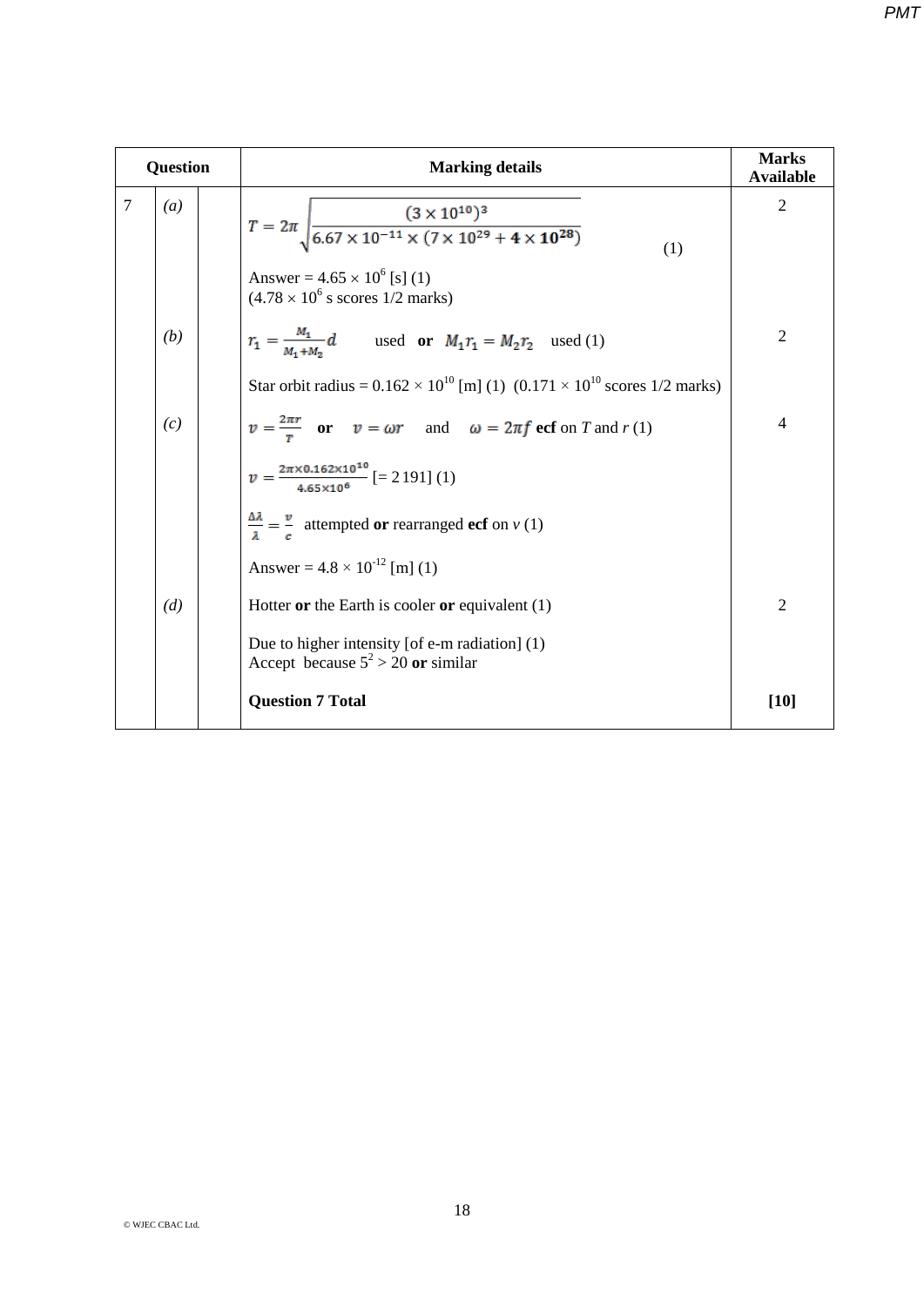| Question | | | Marking details | Marks Available |
|---|---|---|---|---|
| 7 | *(a)* | | $T = 2\pi\sqrt{\frac{(3\times10^{10})^3}{6.67\times10^{-11}\times(7\times10^{29}+4\times10^{28})}}$ (1)<br><br>Answer = $4.65 \times 10^6$ [s] (1)<br>($4.78 \times 10^6$ s scores 1/2 marks) | 2 |
| | *(b)* | | $r_1 = \frac{M_1}{M_1+M_2}d$ used **or** $M_1 r_1 = M_2 r_2$ used (1)<br><br>Star orbit radius = $0.162 \times 10^{10}$ [m] (1) ($0.171 \times 10^{10}$ scores 1/2 marks) | 2 |
| | *(c)* | | $v = \frac{2\pi r}{T}$ **or** $v = \omega r$ and $\omega = 2\pi f$ **ecf** on $T$ and $r$ (1)<br><br>$v = \frac{2\pi\times0.162\times10^{10}}{4.65\times10^{6}}$ [= 2 191] (1)<br><br>$\frac{\Delta\lambda}{\lambda} = \frac{v}{c}$ attempted **or** rearranged **ecf** on $v$ (1)<br><br>Answer = $4.8 \times 10^{-12}$ [m] (1) | 4 |
| | *(d)* | | Hotter **or** the Earth is cooler **or** equivalent (1)<br><br>Due to higher intensity [of e-m radiation] (1)<br>Accept because $5^2 > 20$ **or** similar | 2 |
| | | | **Question 7 Total** | **[10]** |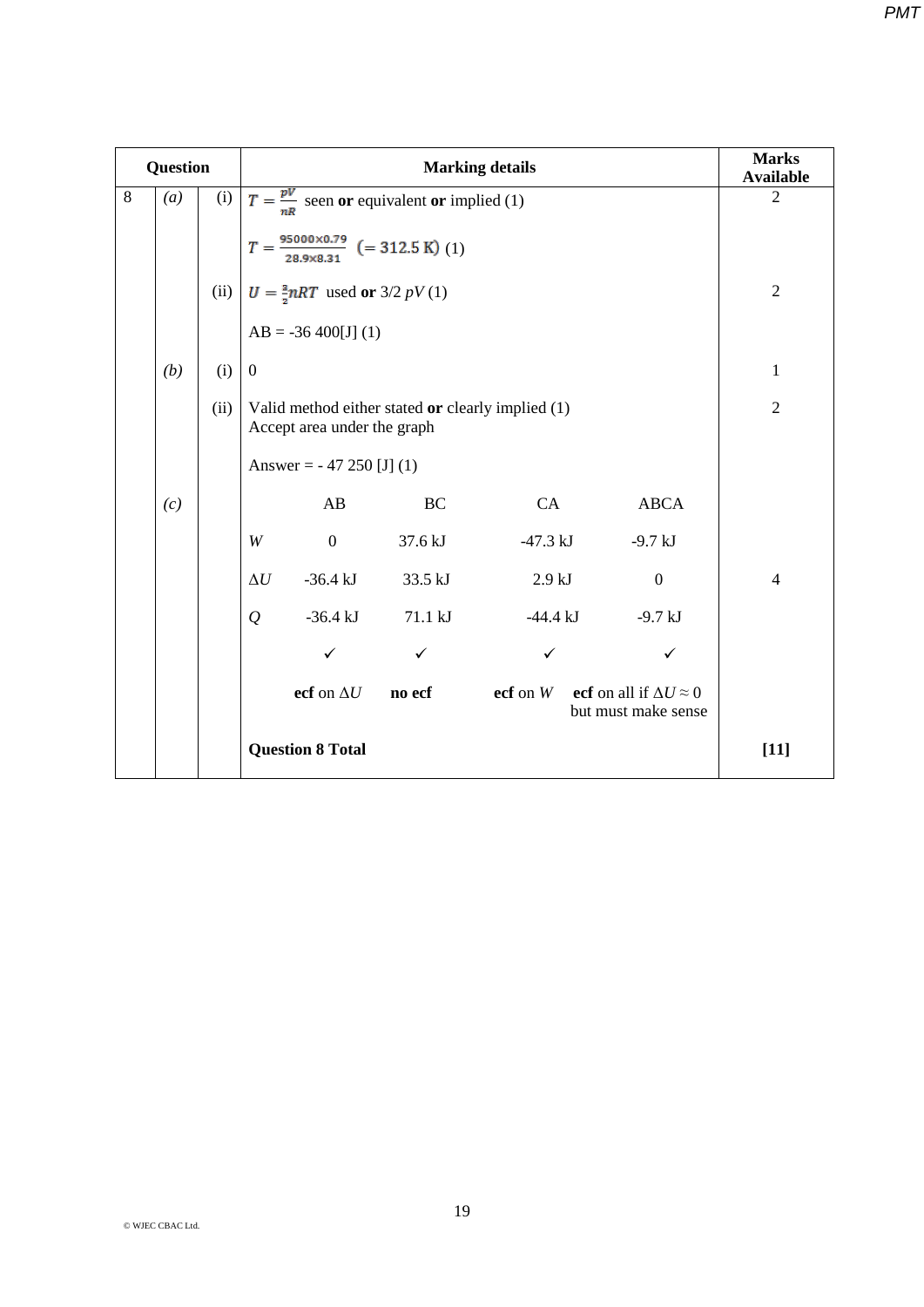| Question | | | Marking details | Marks Available |
|---|---|---|---|---|
| 8 | *(a)* | (i) | $T = \frac{pV}{nR}$ seen **or** equivalent **or** implied (1) | 2 |
| | | | $T = \frac{95000 \times 0.79}{28.9 \times 8.31}$ $(= 312.5\text{ K})$ (1) | |
| | | (ii) | $U = \frac{3}{2}nRT$ used **or** 3/2 $pV$ (1) | 2 |
| | | | AB = -36 400[J] (1) | |
| | *(b)* | (i) | 0 | 1 |
| | | (ii) | Valid method either stated **or** clearly implied (1)<br>Accept area under the graph | 2 |
| | | | Answer = - 47 250 [J] (1) | |
| | *(c)* | | (see table below) | 4 |
| | | | **Question 8 Total** | **[11]** |

| | AB | BC | CA | ABCA |
|---|---|---|---|---|
| $W$ | 0 | 37.6 kJ | -47.3 kJ | -9.7 kJ |
| $\Delta U$ | -36.4 kJ | 33.5 kJ | 2.9 kJ | 0 |
| $Q$ | -36.4 kJ | 71.1 kJ | -44.4 kJ | -9.7 kJ |
| | ✓ | ✓ | ✓ | ✓ |
| | **ecf** on $\Delta U$ | **no ecf** | **ecf** on $W$ | **ecf** on all if $\Delta U \approx 0$ but must make sense |